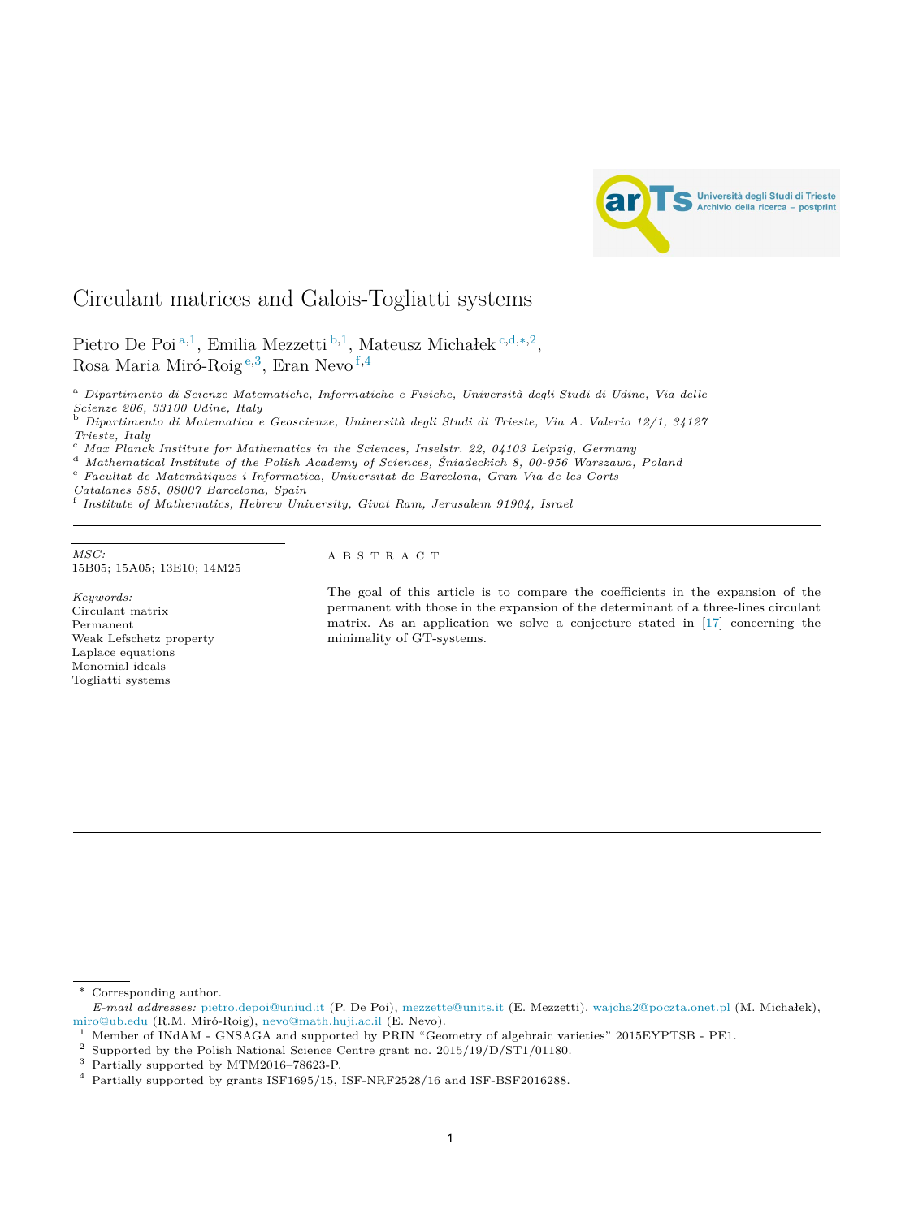# Circulant matrices and Galois-Togliatti systems

Pietro De Poi [a,1], Emilia Mezzetti [b,1], Mateusz Michałek [c,d,*,2], Rosa Maria Miró-Roig [e,3], Eran Nevo [f,4]

[a] *Dipartimento di Scienze Matematiche, Informatiche e Fisiche, Università degli Studi di Udine, Via delle Scienze 206, 33100 Udine, Italy*
[b] *Dipartimento di Matematica e Geoscienze, Università degli Studi di Trieste, Via A. Valerio 12/1, 34127 Trieste, Italy*
[c] *Max Planck Institute for Mathematics in the Sciences, Inselstr. 22, 04103 Leipzig, Germany*
[d] *Mathematical Institute of the Polish Academy of Sciences, Śniadeckich 8, 00-956 Warszawa, Poland*
[e] *Facultat de Matemàtiques i Informatica, Universitat de Barcelona, Gran Via de les Corts Catalanes 585, 08007 Barcelona, Spain*
[f] *Institute of Mathematics, Hebrew University, Givat Ram, Jerusalem 91904, Israel*

*MSC:*
15B05; 15A05; 13E10; 14M25

*Keywords:*
Circulant matrix
Permanent
Weak Lefschetz property
Laplace equations
Monomial ideals
Togliatti systems

A B S T R A C T

The goal of this article is to compare the coefficients in the expansion of the permanent with those in the expansion of the determinant of a three-lines circulant matrix. As an application we solve a conjecture stated in [17] concerning the minimality of GT-systems.

---

[*] Corresponding author.
*E-mail addresses:* pietro.depoi@uniud.it (P. De Poi), mezzette@units.it (E. Mezzetti), wajcha2@poczta.onet.pl (M. Michałek), miro@ub.edu (R.M. Miró-Roig), nevo@math.huji.ac.il (E. Nevo).
[1] Member of INdAM - GNSAGA and supported by PRIN "Geometry of algebraic varieties" 2015EYPTSB - PE1.
[2] Supported by the Polish National Science Centre grant no. 2015/19/D/ST1/01180.
[3] Partially supported by MTM2016–78623-P.
[4] Partially supported by grants ISF1695/15, ISF-NRF2528/16 and ISF-BSF2016288.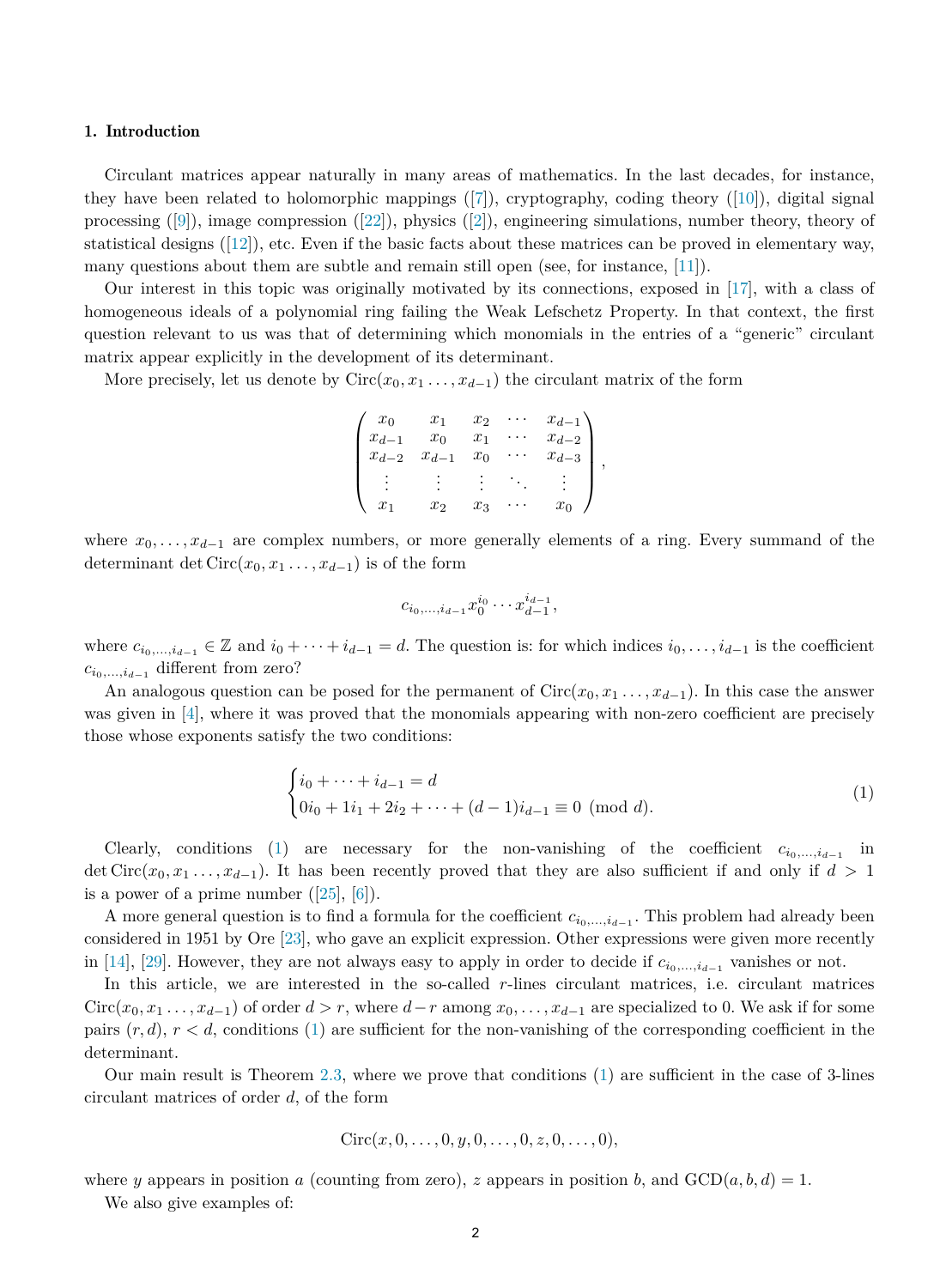## 1. Introduction

Circulant matrices appear naturally in many areas of mathematics. In the last decades, for instance, they have been related to holomorphic mappings ([7]), cryptography, coding theory ([10]), digital signal processing ([9]), image compression ([22]), physics ([2]), engineering simulations, number theory, theory of statistical designs ([12]), etc. Even if the basic facts about these matrices can be proved in elementary way, many questions about them are subtle and remain still open (see, for instance, [11]).

Our interest in this topic was originally motivated by its connections, exposed in [17], with a class of homogeneous ideals of a polynomial ring failing the Weak Lefschetz Property. In that context, the first question relevant to us was that of determining which monomials in the entries of a "generic" circulant matrix appear explicitly in the development of its determinant.

More precisely, let us denote by $\mathrm{Circ}(x_0, x_1 \ldots, x_{d-1})$ the circulant matrix of the form

$$\begin{pmatrix} x_0 & x_1 & x_2 & \cdots & x_{d-1} \\ x_{d-1} & x_0 & x_1 & \cdots & x_{d-2} \\ x_{d-2} & x_{d-1} & x_0 & \cdots & x_{d-3} \\ \vdots & \vdots & \vdots & \ddots & \vdots \\ x_1 & x_2 & x_3 & \cdots & x_0 \end{pmatrix},$$

where $x_0, \ldots, x_{d-1}$ are complex numbers, or more generally elements of a ring. Every summand of the determinant $\det \mathrm{Circ}(x_0, x_1 \ldots, x_{d-1})$ is of the form

$$c_{i_0,\ldots,i_{d-1}} x_0^{i_0} \cdots x_{d-1}^{i_{d-1}},$$

where $c_{i_0,\ldots,i_{d-1}} \in \mathbb{Z}$ and $i_0 + \cdots + i_{d-1} = d$. The question is: for which indices $i_0, \ldots, i_{d-1}$ is the coefficient $c_{i_0,\ldots,i_{d-1}}$ different from zero?

An analogous question can be posed for the permanent of $\mathrm{Circ}(x_0, x_1 \ldots, x_{d-1})$. In this case the answer was given in [4], where it was proved that the monomials appearing with non-zero coefficient are precisely those whose exponents satisfy the two conditions:

$$\begin{cases} i_0 + \cdots + i_{d-1} = d \\ 0i_0 + 1i_1 + 2i_2 + \cdots + (d-1)i_{d-1} \equiv 0 \pmod{d}. \end{cases} \tag{1}$$

Clearly, conditions (1) are necessary for the non-vanishing of the coefficient $c_{i_0,\ldots,i_{d-1}}$ in $\det \mathrm{Circ}(x_0, x_1 \ldots, x_{d-1})$. It has been recently proved that they are also sufficient if and only if $d > 1$ is a power of a prime number ([25], [6]).

A more general question is to find a formula for the coefficient $c_{i_0,\ldots,i_{d-1}}$. This problem had already been considered in 1951 by Ore [23], who gave an explicit expression. Other expressions were given more recently in [14], [29]. However, they are not always easy to apply in order to decide if $c_{i_0,\ldots,i_{d-1}}$ vanishes or not.

In this article, we are interested in the so-called $r$-lines circulant matrices, i.e. circulant matrices $\mathrm{Circ}(x_0, x_1 \ldots, x_{d-1})$ of order $d > r$, where $d - r$ among $x_0, \ldots, x_{d-1}$ are specialized to 0. We ask if for some pairs $(r, d)$, $r < d$, conditions (1) are sufficient for the non-vanishing of the corresponding coefficient in the determinant.

Our main result is Theorem 2.3, where we prove that conditions (1) are sufficient in the case of 3-lines circulant matrices of order $d$, of the form

$$\mathrm{Circ}(x, 0, \ldots, 0, y, 0, \ldots, 0, z, 0, \ldots, 0),$$

where $y$ appears in position $a$ (counting from zero), $z$ appears in position $b$, and $\mathrm{GCD}(a, b, d) = 1$.

We also give examples of: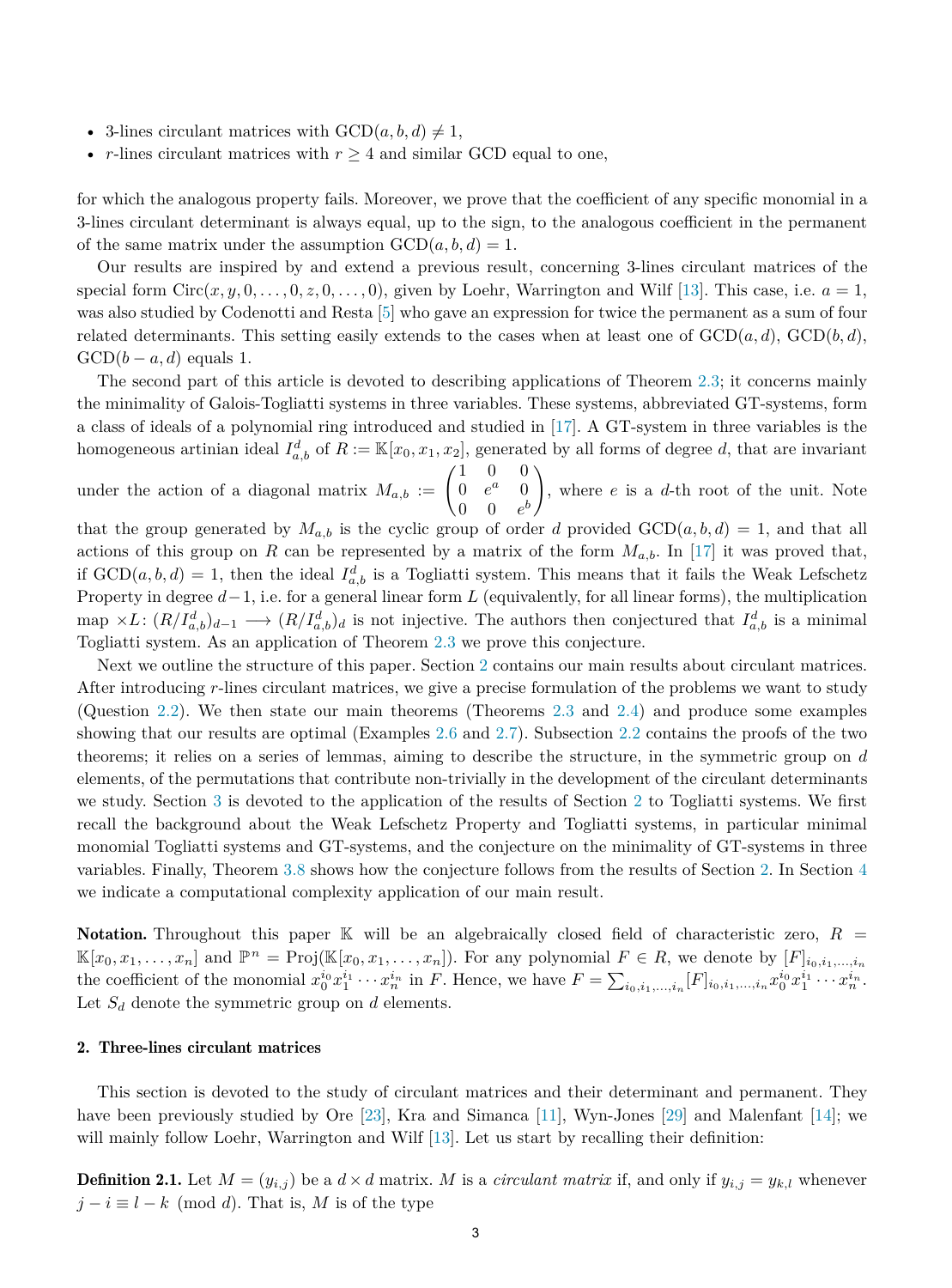- 3-lines circulant matrices with $\text{GCD}(a, b, d) \neq 1$,
- $r$-lines circulant matrices with $r \geq 4$ and similar GCD equal to one,

for which the analogous property fails. Moreover, we prove that the coefficient of any specific monomial in a 3-lines circulant determinant is always equal, up to the sign, to the analogous coefficient in the permanent of the same matrix under the assumption $\text{GCD}(a, b, d) = 1$.

Our results are inspired by and extend a previous result, concerning 3-lines circulant matrices of the special form $\text{Circ}(x, y, 0, \ldots, 0, z, 0, \ldots, 0)$, given by Loehr, Warrington and Wilf [13]. This case, i.e. $a = 1$, was also studied by Codenotti and Resta [5] who gave an expression for twice the permanent as a sum of four related determinants. This setting easily extends to the cases when at least one of $\text{GCD}(a, d)$, $\text{GCD}(b, d)$, $\text{GCD}(b - a, d)$ equals 1.

The second part of this article is devoted to describing applications of Theorem 2.3; it concerns mainly the minimality of Galois-Togliatti systems in three variables. These systems, abbreviated GT-systems, form a class of ideals of a polynomial ring introduced and studied in [17]. A GT-system in three variables is the homogeneous artinian ideal $I^d_{a,b}$ of $R := \mathbb{K}[x_0, x_1, x_2]$, generated by all forms of degree $d$, that are invariant under the action of a diagonal matrix $M_{a,b} := \begin{pmatrix} 1 & 0 & 0 \\ 0 & e^a & 0 \\ 0 & 0 & e^b \end{pmatrix}$, where $e$ is a $d$-th root of the unit. Note that the group generated by $M_{a,b}$ is the cyclic group of order $d$ provided $\text{GCD}(a, b, d) = 1$, and that all actions of this group on $R$ can be represented by a matrix of the form $M_{a,b}$. In [17] it was proved that, if $\text{GCD}(a, b, d) = 1$, then the ideal $I^d_{a,b}$ is a Togliatti system. This means that it fails the Weak Lefschetz Property in degree $d-1$, i.e. for a general linear form $L$ (equivalently, for all linear forms), the multiplication map $\times L\colon (R/I^d_{a,b})_{d-1} \longrightarrow (R/I^d_{a,b})_d$ is not injective. The authors then conjectured that $I^d_{a,b}$ is a minimal Togliatti system. As an application of Theorem 2.3 we prove this conjecture.

Next we outline the structure of this paper. Section 2 contains our main results about circulant matrices. After introducing $r$-lines circulant matrices, we give a precise formulation of the problems we want to study (Question 2.2). We then state our main theorems (Theorems 2.3 and 2.4) and produce some examples showing that our results are optimal (Examples 2.6 and 2.7). Subsection 2.2 contains the proofs of the two theorems; it relies on a series of lemmas, aiming to describe the structure, in the symmetric group on $d$ elements, of the permutations that contribute non-trivially in the development of the circulant determinants we study. Section 3 is devoted to the application of the results of Section 2 to Togliatti systems. We first recall the background about the Weak Lefschetz Property and Togliatti systems, in particular minimal monomial Togliatti systems and GT-systems, and the conjecture on the minimality of GT-systems in three variables. Finally, Theorem 3.8 shows how the conjecture follows from the results of Section 2. In Section 4 we indicate a computational complexity application of our main result.

**Notation.** Throughout this paper $\mathbb{K}$ will be an algebraically closed field of characteristic zero, $R = \mathbb{K}[x_0, x_1, \ldots, x_n]$ and $\mathbb{P}^n = \text{Proj}(\mathbb{K}[x_0, x_1, \ldots, x_n])$. For any polynomial $F \in R$, we denote by $[F]_{i_0,i_1,\ldots,i_n}$ the coefficient of the monomial $x_0^{i_0} x_1^{i_1} \cdots x_n^{i_n}$ in $F$. Hence, we have $F = \sum_{i_0,i_1,\ldots,i_n} [F]_{i_0,i_1,\ldots,i_n} x_0^{i_0} x_1^{i_1} \cdots x_n^{i_n}$. Let $S_d$ denote the symmetric group on $d$ elements.

## 2. Three-lines circulant matrices

This section is devoted to the study of circulant matrices and their determinant and permanent. They have been previously studied by Ore [23], Kra and Simanca [11], Wyn-Jones [29] and Malenfant [14]; we will mainly follow Loehr, Warrington and Wilf [13]. Let us start by recalling their definition:

**Definition 2.1.** Let $M = (y_{i,j})$ be a $d \times d$ matrix. $M$ is a *circulant matrix* if, and only if $y_{i,j} = y_{k,l}$ whenever $j - i \equiv l - k \pmod{d}$. That is, $M$ is of the type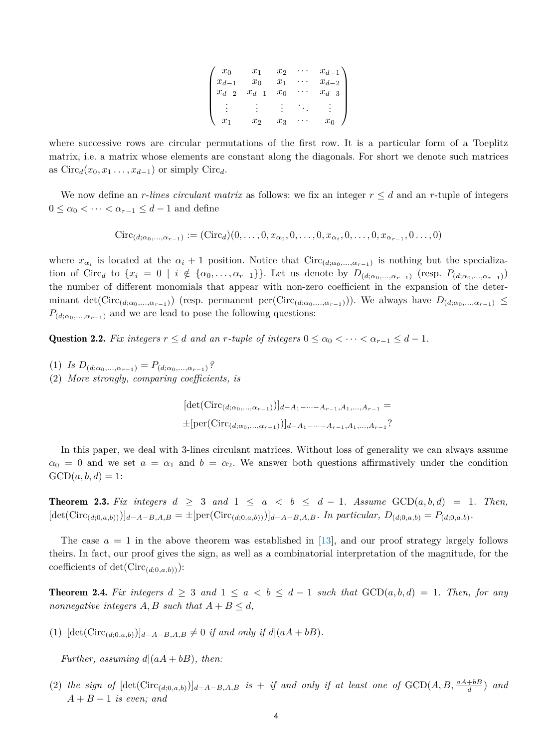$$
\begin{pmatrix}
x_0 & x_1 & x_2 & \cdots & x_{d-1} \\
x_{d-1} & x_0 & x_1 & \cdots & x_{d-2} \\
x_{d-2} & x_{d-1} & x_0 & \cdots & x_{d-3} \\
\vdots & \vdots & \vdots & \ddots & \vdots \\
x_1 & x_2 & x_3 & \cdots & x_0
\end{pmatrix}
$$

where successive rows are circular permutations of the first row. It is a particular form of a Toeplitz matrix, i.e. a matrix whose elements are constant along the diagonals. For short we denote such matrices as $\mathrm{Circ}_d(x_0, x_1 \ldots, x_{d-1})$ or simply $\mathrm{Circ}_d$.

We now define an *r-lines circulant matrix* as follows: we fix an integer $r \leq d$ and an $r$-tuple of integers $0 \leq \alpha_0 < \cdots < \alpha_{r-1} \leq d-1$ and define

$$
\mathrm{Circ}_{(d;\alpha_0,\ldots,\alpha_{r-1})} := (\mathrm{Circ}_d)(0,\ldots,0,x_{\alpha_0},0,\ldots,0,x_{\alpha_i},0,\ldots,0,x_{\alpha_{r-1}},0\ldots,0)
$$

where $x_{\alpha_i}$ is located at the $\alpha_i + 1$ position. Notice that $\mathrm{Circ}_{(d;\alpha_0,\ldots,\alpha_{r-1})}$ is nothing but the specialization of $\mathrm{Circ}_d$ to $\{x_i = 0 \mid i \notin \{\alpha_0, \ldots, \alpha_{r-1}\}\}$. Let us denote by $D_{(d;\alpha_0,\ldots,\alpha_{r-1})}$ (resp. $P_{(d;\alpha_0,\ldots,\alpha_{r-1})}$) the number of different monomials that appear with non-zero coefficient in the expansion of the determinant $\det(\mathrm{Circ}_{(d;\alpha_0,\ldots,\alpha_{r-1})})$ (resp. permanent $\mathrm{per}(\mathrm{Circ}_{(d;\alpha_0,\ldots,\alpha_{r-1})})$). We always have $D_{(d;\alpha_0,\ldots,\alpha_{r-1})} \leq P_{(d;\alpha_0,\ldots,\alpha_{r-1})}$ and we are lead to pose the following questions:

**Question 2.2.** *Fix integers $r \leq d$ and an $r$-tuple of integers $0 \leq \alpha_0 < \cdots < \alpha_{r-1} \leq d-1$.*

(1) *Is $D_{(d;\alpha_0,\ldots,\alpha_{r-1})} = P_{(d;\alpha_0,\ldots,\alpha_{r-1})}$?*
(2) *More strongly, comparing coefficients, is*

$$
[\det(\mathrm{Circ}_{(d;\alpha_0,\ldots,\alpha_{r-1})})]_{d-A_1-\cdots-A_{r-1},A_1,\ldots,A_{r-1}} =
$$
$$
\pm[\mathrm{per}(\mathrm{Circ}_{(d;\alpha_0,\ldots,\alpha_{r-1})})]_{d-A_1-\cdots-A_{r-1},A_1,\ldots,A_{r-1}}?
$$

In this paper, we deal with 3-lines circulant matrices. Without loss of generality we can always assume $\alpha_0 = 0$ and we set $a = \alpha_1$ and $b = \alpha_2$. We answer both questions affirmatively under the condition $\mathrm{GCD}(a, b, d) = 1$:

**Theorem 2.3.** *Fix integers $d \geq 3$ and $1 \leq a < b \leq d-1$. Assume $\mathrm{GCD}(a, b, d) = 1$. Then, $[\det(\mathrm{Circ}_{(d;0,a,b)})]_{d-A-B,A,B} = \pm[\mathrm{per}(\mathrm{Circ}_{(d;0,a,b)})]_{d-A-B,A,B}$. In particular, $D_{(d;0,a,b)} = P_{(d;0,a,b)}$.*

The case $a = 1$ in the above theorem was established in [13], and our proof strategy largely follows theirs. In fact, our proof gives the sign, as well as a combinatorial interpretation of the magnitude, for the coefficients of $\det(\mathrm{Circ}_{(d;0,a,b)})$:

**Theorem 2.4.** *Fix integers $d \geq 3$ and $1 \leq a < b \leq d-1$ such that $\mathrm{GCD}(a, b, d) = 1$. Then, for any nonnegative integers $A, B$ such that $A + B \leq d$,*

(1) *$[\det(\mathrm{Circ}_{(d;0,a,b)})]_{d-A-B,A,B} \neq 0$ if and only if $d \mid (aA + bB)$.*

*Further, assuming $d \mid (aA + bB)$, then:*

(2) *the sign of $[\det(\mathrm{Circ}_{(d;0,a,b)})]_{d-A-B,A,B}$ is $+$ if and only if at least one of $\mathrm{GCD}(A, B, \frac{aA+bB}{d})$ and $A + B - 1$ is even; and*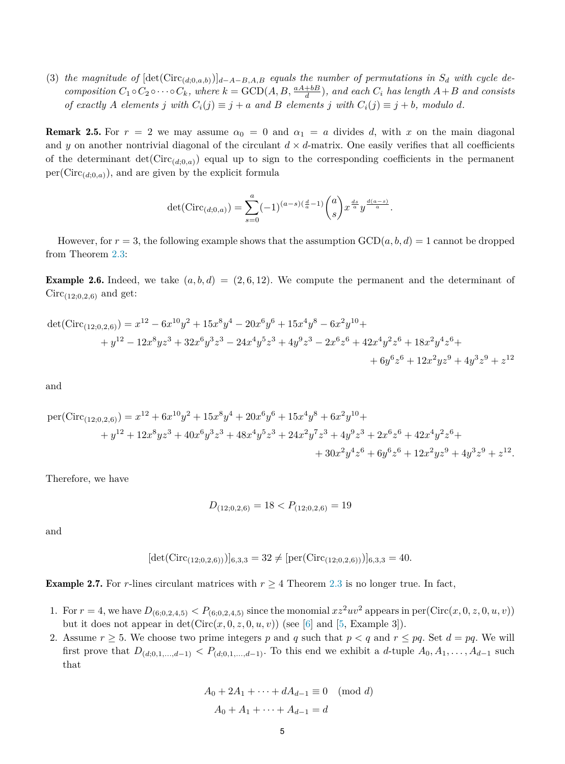(3) *the magnitude of* $[\det(\mathrm{Circ}_{(d;0,a,b)})]_{d-A-B,A,B}$ *equals the number of permutations in* $S_d$ *with cycle decomposition* $C_1 \circ C_2 \circ \cdots \circ C_k$*, where* $k = \mathrm{GCD}(A, B, \frac{aA+bB}{d})$*, and each* $C_i$ *has length* $A+B$ *and consists of exactly* $A$ *elements* $j$ *with* $C_i(j) \equiv j + a$ *and* $B$ *elements* $j$ *with* $C_i(j) \equiv j + b$*, modulo* $d$*.*

**Remark 2.5.** For $r = 2$ we may assume $\alpha_0 = 0$ and $\alpha_1 = a$ divides $d$, with $x$ on the main diagonal and $y$ on another nontrivial diagonal of the circulant $d \times d$-matrix. One easily verifies that all coefficients of the determinant $\det(\mathrm{Circ}_{(d;0,a)})$ equal up to sign to the corresponding coefficients in the permanent $\mathrm{per}(\mathrm{Circ}_{(d;0,a)})$, and are given by the explicit formula

$$\det(\mathrm{Circ}_{(d;0,a)}) = \sum_{s=0}^{a} (-1)^{(a-s)(\frac{d}{a}-1)} \binom{a}{s} x^{\frac{ds}{a}} y^{\frac{d(a-s)}{a}}.$$

However, for $r = 3$, the following example shows that the assumption $\mathrm{GCD}(a, b, d) = 1$ cannot be dropped from Theorem 2.3:

**Example 2.6.** Indeed, we take $(a, b, d) = (2, 6, 12)$. We compute the permanent and the determinant of $\mathrm{Circ}_{(12;0,2,6)}$ and get:

$$\begin{aligned}\det(\mathrm{Circ}_{(12;0,2,6)}) = {} & x^{12} - 6x^{10}y^2 + 15x^8y^4 - 20x^6y^6 + 15x^4y^8 - 6x^2y^{10} + \\ & + y^{12} - 12x^8yz^3 + 32x^6y^3z^3 - 24x^4y^5z^3 + 4y^9z^3 - 2x^6z^6 + 42x^4y^2z^6 + 18x^2y^4z^6 + \\ & + 6y^6z^6 + 12x^2yz^9 + 4y^3z^9 + z^{12}\end{aligned}$$

and

$$\begin{aligned}\mathrm{per}(\mathrm{Circ}_{(12;0,2,6)}) = {} & x^{12} + 6x^{10}y^2 + 15x^8y^4 + 20x^6y^6 + 15x^4y^8 + 6x^2y^{10} + \\ & + y^{12} + 12x^8yz^3 + 40x^6y^3z^3 + 48x^4y^5z^3 + 24x^2y^7z^3 + 4y^9z^3 + 2x^6z^6 + 42x^4y^2z^6 + \\ & + 30x^2y^4z^6 + 6y^6z^6 + 12x^2yz^9 + 4y^3z^9 + z^{12}.\end{aligned}$$

Therefore, we have

$$D_{(12;0,2,6)} = 18 < P_{(12;0,2,6)} = 19$$

and

$$[\det(\mathrm{Circ}_{(12;0,2,6)})]_{6,3,3} = 32 \neq [\mathrm{per}(\mathrm{Circ}_{(12;0,2,6)})]_{6,3,3} = 40.$$

**Example 2.7.** For $r$-lines circulant matrices with $r \geq 4$ Theorem 2.3 is no longer true. In fact,

1. For $r = 4$, we have $D_{(6;0,2,4,5)} < P_{(6;0,2,4,5)}$ since the monomial $xz^2uv^2$ appears in $\mathrm{per}(\mathrm{Circ}(x, 0, z, 0, u, v))$ but it does not appear in $\det(\mathrm{Circ}(x, 0, z, 0, u, v))$ (see [6] and [5, Example 3]).
2. Assume $r \geq 5$. We choose two prime integers $p$ and $q$ such that $p < q$ and $r \leq pq$. Set $d = pq$. We will first prove that $D_{(d;0,1,\ldots,d-1)} < P_{(d;0,1,\ldots,d-1)}$. To this end we exhibit a $d$-tuple $A_0, A_1, \ldots, A_{d-1}$ such that

$$\begin{aligned} A_0 + 2A_1 + \cdots + dA_{d-1} &\equiv 0 \pmod{d} \\ A_0 + A_1 + \cdots + A_{d-1} &= d \end{aligned}$$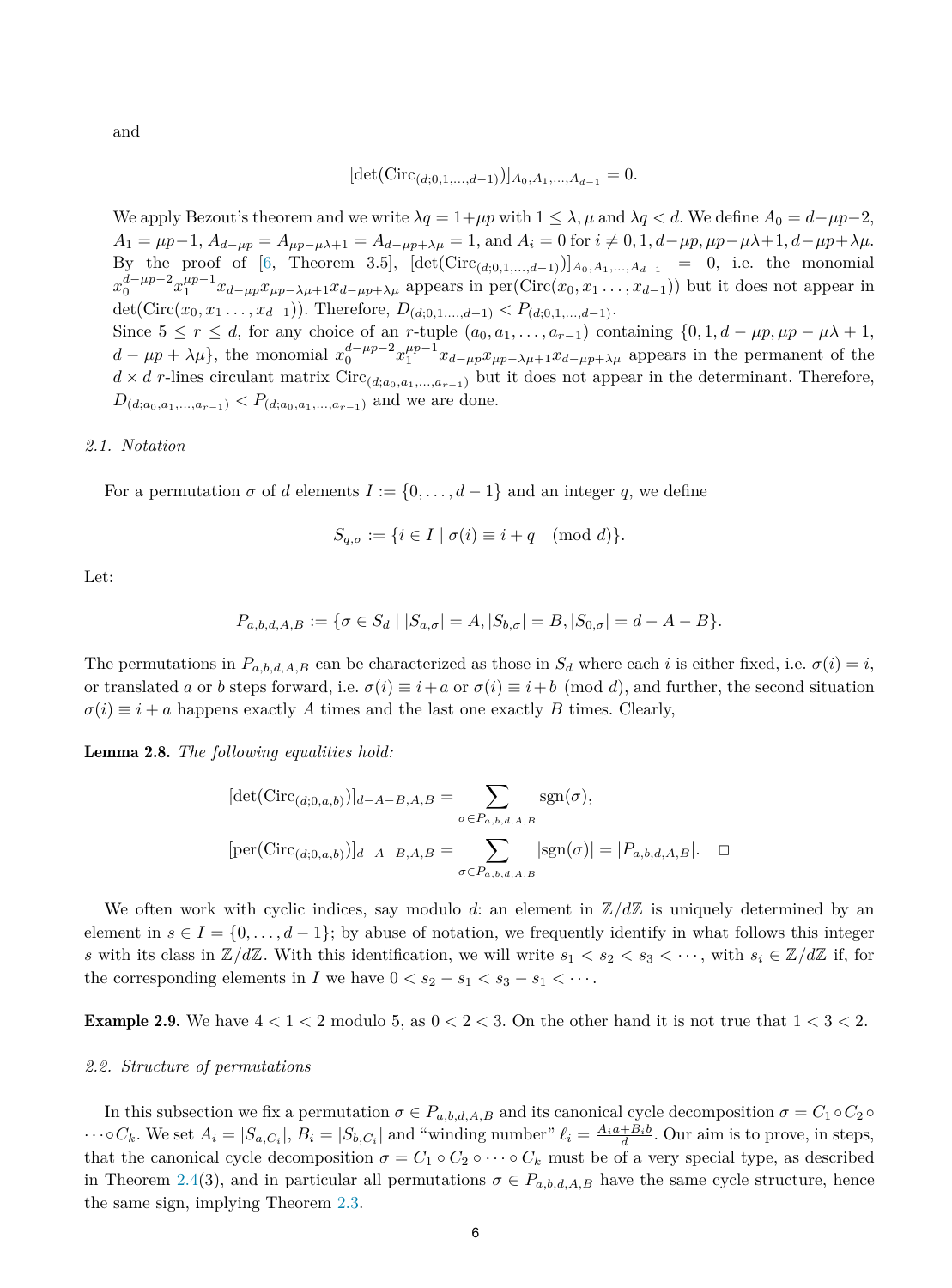and

$$[\det(\mathrm{Circ}_{(d;0,1,\ldots,d-1)})]_{A_0,A_1,\ldots,A_{d-1}} = 0.$$

We apply Bezout's theorem and we write $\lambda q = 1+\mu p$ with $1 \leq \lambda, \mu$ and $\lambda q < d$. We define $A_0 = d-\mu p-2$, $A_1 = \mu p-1$, $A_{d-\mu p} = A_{\mu p-\mu\lambda+1} = A_{d-\mu p+\lambda\mu} = 1$, and $A_i = 0$ for $i \neq 0, 1, d-\mu p, \mu p-\mu\lambda+1, d-\mu p+\lambda\mu$. By the proof of [6, Theorem 3.5], $[\det(\mathrm{Circ}_{(d;0,1,\ldots,d-1)})]_{A_0,A_1,\ldots,A_{d-1}} = 0$, i.e. the monomial $x_0^{d-\mu p-2} x_1^{\mu p-1} x_{d-\mu p} x_{\mu p-\lambda\mu+1} x_{d-\mu p+\lambda\mu}$ appears in $\mathrm{per}(\mathrm{Circ}(x_0, x_1 \ldots, x_{d-1}))$ but it does not appear in $\det(\mathrm{Circ}(x_0, x_1 \ldots, x_{d-1}))$. Therefore, $D_{(d;0,1,\ldots,d-1)} < P_{(d;0,1,\ldots,d-1)}$.
Since $5 \leq r \leq d$, for any choice of an $r$-tuple $(a_0, a_1, \ldots, a_{r-1})$ containing $\{0, 1, d-\mu p, \mu p-\mu\lambda+1, d-\mu p+\lambda\mu\}$, the monomial $x_0^{d-\mu p-2} x_1^{\mu p-1} x_{d-\mu p} x_{\mu p-\lambda\mu+1} x_{d-\mu p+\lambda\mu}$ appears in the permanent of the $d \times d$ $r$-lines circulant matrix $\mathrm{Circ}_{(d;a_0,a_1,\ldots,a_{r-1})}$ but it does not appear in the determinant. Therefore, $D_{(d;a_0,a_1,\ldots,a_{r-1})} < P_{(d;a_0,a_1,\ldots,a_{r-1})}$ and we are done.

### *2.1. Notation*

For a permutation $\sigma$ of $d$ elements $I := \{0, \ldots, d-1\}$ and an integer $q$, we define

$$S_{q,\sigma} := \{i \in I \mid \sigma(i) \equiv i+q \pmod{d}\}.$$

Let:

$$P_{a,b,d,A,B} := \{\sigma \in S_d \mid |S_{a,\sigma}| = A, |S_{b,\sigma}| = B, |S_{0,\sigma}| = d-A-B\}.$$

The permutations in $P_{a,b,d,A,B}$ can be characterized as those in $S_d$ where each $i$ is either fixed, i.e. $\sigma(i) = i$, or translated $a$ or $b$ steps forward, i.e. $\sigma(i) \equiv i+a$ or $\sigma(i) \equiv i+b \pmod{d}$, and further, the second situation $\sigma(i) \equiv i+a$ happens exactly $A$ times and the last one exactly $B$ times. Clearly,

**Lemma 2.8.** *The following equalities hold:*

$$[\det(\mathrm{Circ}_{(d;0,a,b)})]_{d-A-B,A,B} = \sum_{\sigma \in P_{a,b,d,A,B}} \mathrm{sgn}(\sigma),$$

$$[\mathrm{per}(\mathrm{Circ}_{(d;0,a,b)})]_{d-A-B,A,B} = \sum_{\sigma \in P_{a,b,d,A,B}} |\mathrm{sgn}(\sigma)| = |P_{a,b,d,A,B}|. \quad \square$$

We often work with cyclic indices, say modulo $d$: an element in $\mathbb{Z}/d\mathbb{Z}$ is uniquely determined by an element in $s \in I = \{0, \ldots, d-1\}$; by abuse of notation, we frequently identify in what follows this integer $s$ with its class in $\mathbb{Z}/d\mathbb{Z}$. With this identification, we will write $s_1 < s_2 < s_3 < \cdots$, with $s_i \in \mathbb{Z}/d\mathbb{Z}$ if, for the corresponding elements in $I$ we have $0 < s_2 - s_1 < s_3 - s_1 < \cdots$.

**Example 2.9.** We have $4 < 1 < 2$ modulo 5, as $0 < 2 < 3$. On the other hand it is not true that $1 < 3 < 2$.

### *2.2. Structure of permutations*

In this subsection we fix a permutation $\sigma \in P_{a,b,d,A,B}$ and its canonical cycle decomposition $\sigma = C_1 \circ C_2 \circ \cdots \circ C_k$. We set $A_i = |S_{a,C_i}|$, $B_i = |S_{b,C_i}|$ and "winding number" $\ell_i = \frac{A_i a + B_i b}{d}$. Our aim is to prove, in steps, that the canonical cycle decomposition $\sigma = C_1 \circ C_2 \circ \cdots \circ C_k$ must be of a very special type, as described in Theorem 2.4(3), and in particular all permutations $\sigma \in P_{a,b,d,A,B}$ have the same cycle structure, hence the same sign, implying Theorem 2.3.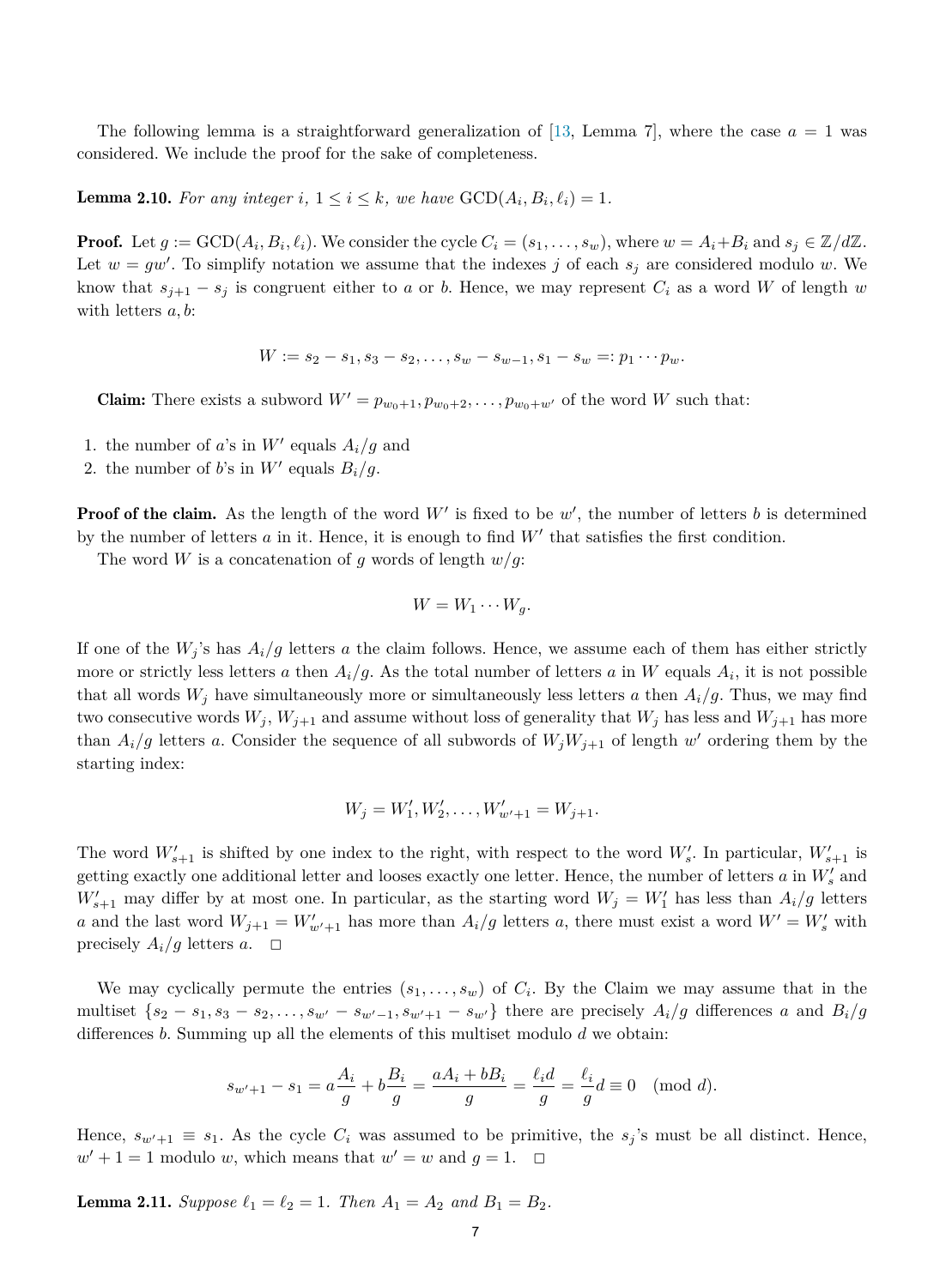The following lemma is a straightforward generalization of [13, Lemma 7], where the case $a = 1$ was considered. We include the proof for the sake of completeness.

**Lemma 2.10.** *For any integer $i$, $1 \le i \le k$, we have* $\mathrm{GCD}(A_i, B_i, \ell_i) = 1$.

**Proof.** Let $g := \mathrm{GCD}(A_i, B_i, \ell_i)$. We consider the cycle $C_i = (s_1, \dots, s_w)$, where $w = A_i + B_i$ and $s_j \in \mathbb{Z}/d\mathbb{Z}$. Let $w = gw'$. To simplify notation we assume that the indexes $j$ of each $s_j$ are considered modulo $w$. We know that $s_{j+1} - s_j$ is congruent either to $a$ or $b$. Hence, we may represent $C_i$ as a word $W$ of length $w$ with letters $a, b$:

$$W := s_2 - s_1, s_3 - s_2, \dots, s_w - s_{w-1}, s_1 - s_w =: p_1 \cdots p_w.$$

**Claim:** There exists a subword $W' = p_{w_0+1}, p_{w_0+2}, \dots, p_{w_0+w'}$ of the word $W$ such that:

1. the number of $a$'s in $W'$ equals $A_i/g$ and
2. the number of $b$'s in $W'$ equals $B_i/g$.

**Proof of the claim.** As the length of the word $W'$ is fixed to be $w'$, the number of letters $b$ is determined by the number of letters $a$ in it. Hence, it is enough to find $W'$ that satisfies the first condition.

The word $W$ is a concatenation of $g$ words of length $w/g$:

$$W = W_1 \cdots W_g.$$

If one of the $W_j$'s has $A_i/g$ letters $a$ the claim follows. Hence, we assume each of them has either strictly more or strictly less letters $a$ then $A_i/g$. As the total number of letters $a$ in $W$ equals $A_i$, it is not possible that all words $W_j$ have simultaneously more or simultaneously less letters $a$ then $A_i/g$. Thus, we may find two consecutive words $W_j, W_{j+1}$ and assume without loss of generality that $W_j$ has less and $W_{j+1}$ has more than $A_i/g$ letters $a$. Consider the sequence of all subwords of $W_j W_{j+1}$ of length $w'$ ordering them by the starting index:

$$W_j = W'_1, W'_2, \dots, W'_{w'+1} = W_{j+1}.$$

The word $W'_{s+1}$ is shifted by one index to the right, with respect to the word $W'_s$. In particular, $W'_{s+1}$ is getting exactly one additional letter and looses exactly one letter. Hence, the number of letters $a$ in $W'_s$ and $W'_{s+1}$ may differ by at most one. In particular, as the starting word $W_j = W'_1$ has less than $A_i/g$ letters $a$ and the last word $W_{j+1} = W'_{w'+1}$ has more than $A_i/g$ letters $a$, there must exist a word $W' = W'_s$ with precisely $A_i/g$ letters $a$. $\square$

We may cyclically permute the entries $(s_1, \dots, s_w)$ of $C_i$. By the Claim we may assume that in the multiset $\{s_2 - s_1, s_3 - s_2, \dots, s_{w'} - s_{w'-1}, s_{w'+1} - s_{w'}\}$ there are precisely $A_i/g$ differences $a$ and $B_i/g$ differences $b$. Summing up all the elements of this multiset modulo $d$ we obtain:

$$s_{w'+1} - s_1 = a\frac{A_i}{g} + b\frac{B_i}{g} = \frac{aA_i + bB_i}{g} = \frac{\ell_i d}{g} = \frac{\ell_i}{g} d \equiv 0 \pmod{d}.$$

Hence, $s_{w'+1} \equiv s_1$. As the cycle $C_i$ was assumed to be primitive, the $s_j$'s must be all distinct. Hence, $w' + 1 = 1$ modulo $w$, which means that $w' = w$ and $g = 1$. $\square$

**Lemma 2.11.** *Suppose $\ell_1 = \ell_2 = 1$. Then $A_1 = A_2$ and $B_1 = B_2$.*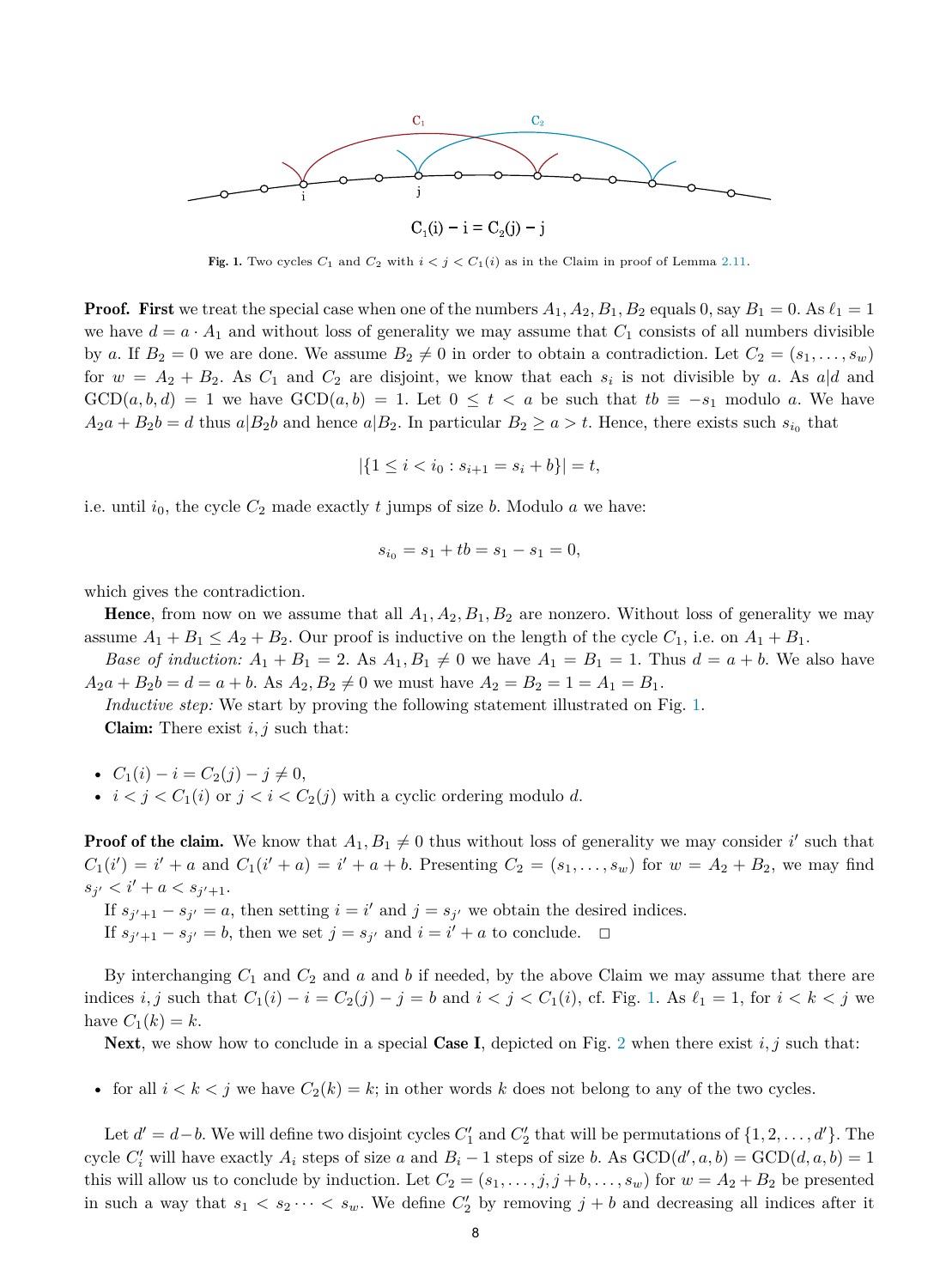$C_1(i) - i = C_2(j) - j$

**Fig. 1.** Two cycles $C_1$ and $C_2$ with $i < j < C_1(i)$ as in the Claim in proof of Lemma 2.11.

**Proof.** **First** we treat the special case when one of the numbers $A_1, A_2, B_1, B_2$ equals 0, say $B_1 = 0$. As $\ell_1 = 1$ we have $d = a \cdot A_1$ and without loss of generality we may assume that $C_1$ consists of all numbers divisible by $a$. If $B_2 = 0$ we are done. We assume $B_2 \neq 0$ in order to obtain a contradiction. Let $C_2 = (s_1, \dots, s_w)$ for $w = A_2 + B_2$. As $C_1$ and $C_2$ are disjoint, we know that each $s_i$ is not divisible by $a$. As $a|d$ and $\mathrm{GCD}(a, b, d) = 1$ we have $\mathrm{GCD}(a, b) = 1$. Let $0 \leq t < a$ be such that $tb \equiv -s_1$ modulo $a$. We have $A_2 a + B_2 b = d$ thus $a|B_2 b$ and hence $a|B_2$. In particular $B_2 \geq a > t$. Hence, there exists such $s_{i_0}$ that

$$|\{1 \leq i < i_0 : s_{i+1} = s_i + b\}| = t,$$

i.e. until $i_0$, the cycle $C_2$ made exactly $t$ jumps of size $b$. Modulo $a$ we have:

$$s_{i_0} = s_1 + tb = s_1 - s_1 = 0,$$

which gives the contradiction.

**Hence**, from now on we assume that all $A_1, A_2, B_1, B_2$ are nonzero. Without loss of generality we may assume $A_1 + B_1 \leq A_2 + B_2$. Our proof is inductive on the length of the cycle $C_1$, i.e. on $A_1 + B_1$.

*Base of induction:* $A_1 + B_1 = 2$. As $A_1, B_1 \neq 0$ we have $A_1 = B_1 = 1$. Thus $d = a + b$. We also have $A_2 a + B_2 b = d = a + b$. As $A_2, B_2 \neq 0$ we must have $A_2 = B_2 = 1 = A_1 = B_1$.

*Inductive step:* We start by proving the following statement illustrated on Fig. 1.

**Claim:** There exist $i, j$ such that:

- $C_1(i) - i = C_2(j) - j \neq 0$,
- $i < j < C_1(i)$ or $j < i < C_2(j)$ with a cyclic ordering modulo $d$.

**Proof of the claim.** We know that $A_1, B_1 \neq 0$ thus without loss of generality we may consider $i'$ such that $C_1(i') = i' + a$ and $C_1(i' + a) = i' + a + b$. Presenting $C_2 = (s_1, \dots, s_w)$ for $w = A_2 + B_2$, we may find $s_{j'} < i' + a < s_{j'+1}$.

If $s_{j'+1} - s_{j'} = a$, then setting $i = i'$ and $j = s_{j'}$ we obtain the desired indices.

If $s_{j'+1} - s_{j'} = b$, then we set $j = s_{j'}$ and $i = i' + a$ to conclude. $\square$

By interchanging $C_1$ and $C_2$ and $a$ and $b$ if needed, by the above Claim we may assume that there are indices $i, j$ such that $C_1(i) - i = C_2(j) - j = b$ and $i < j < C_1(i)$, cf. Fig. 1. As $\ell_1 = 1$, for $i < k < j$ we have $C_1(k) = k$.

**Next**, we show how to conclude in a special **Case I**, depicted on Fig. 2 when there exist $i, j$ such that:

- for all $i < k < j$ we have $C_2(k) = k$; in other words $k$ does not belong to any of the two cycles.

Let $d' = d - b$. We will define two disjoint cycles $C_1'$ and $C_2'$ that will be permutations of $\{1, 2, \dots, d'\}$. The cycle $C_i'$ will have exactly $A_i$ steps of size $a$ and $B_i - 1$ steps of size $b$. As $\mathrm{GCD}(d', a, b) = \mathrm{GCD}(d, a, b) = 1$ this will allow us to conclude by induction. Let $C_2 = (s_1, \dots, j, j + b, \dots, s_w)$ for $w = A_2 + B_2$ be presented in such a way that $s_1 < s_2 \cdots < s_w$. We define $C_2'$ by removing $j + b$ and decreasing all indices after it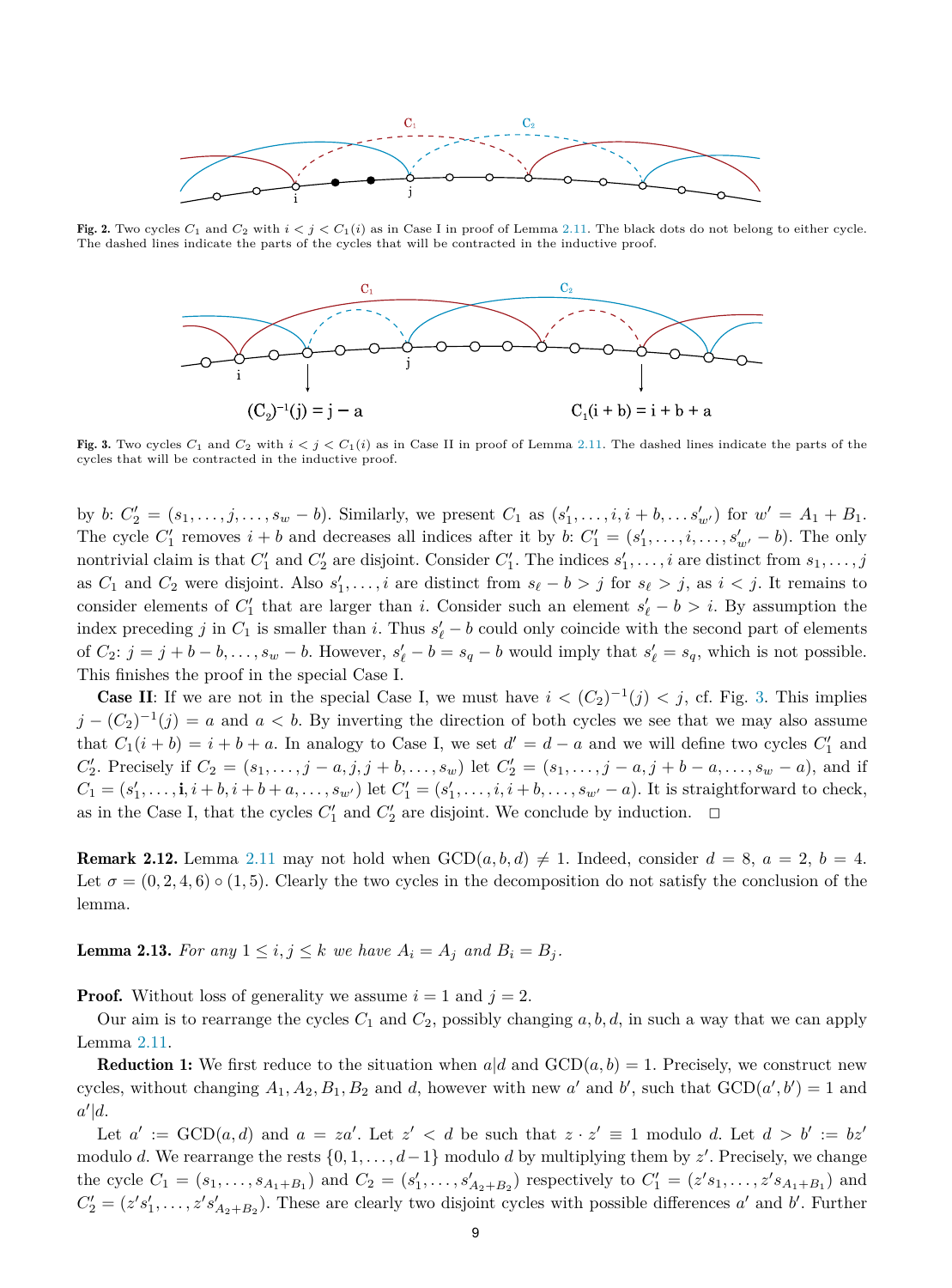**Fig. 2.** Two cycles $C_1$ and $C_2$ with $i < j < C_1(i)$ as in Case I in proof of Lemma 2.11. The black dots do not belong to either cycle. The dashed lines indicate the parts of the cycles that will be contracted in the inductive proof.

**Fig. 3.** Two cycles $C_1$ and $C_2$ with $i < j < C_1(i)$ as in Case II in proof of Lemma 2.11. The dashed lines indicate the parts of the cycles that will be contracted in the inductive proof.

by $b$: $C_2' = (s_1, \dots, j, \dots, s_w - b)$. Similarly, we present $C_1$ as $(s_1', \dots, i, i+b, \dots s_{w'}')$ for $w' = A_1 + B_1$. The cycle $C_1'$ removes $i+b$ and decreases all indices after it by $b$: $C_1' = (s_1', \dots, i, \dots, s_{w'}' - b)$. The only nontrivial claim is that $C_1'$ and $C_2'$ are disjoint. Consider $C_1'$. The indices $s_1', \dots, i$ are distinct from $s_1, \dots, j$ as $C_1$ and $C_2$ were disjoint. Also $s_1', \dots, i$ are distinct from $s_\ell - b > j$ for $s_\ell > j$, as $i < j$. It remains to consider elements of $C_1'$ that are larger than $i$. Consider such an element $s_\ell' - b > i$. By assumption the index preceding $j$ in $C_1$ is smaller than $i$. Thus $s_\ell' - b$ could only coincide with the second part of elements of $C_2$: $j = j + b - b, \dots, s_w - b$. However, $s_\ell' - b = s_q - b$ would imply that $s_\ell' = s_q$, which is not possible. This finishes the proof in the special Case I.

**Case II**: If we are not in the special Case I, we must have $i < (C_2)^{-1}(j) < j$, cf. Fig. 3. This implies $j - (C_2)^{-1}(j) = a$ and $a < b$. By inverting the direction of both cycles we see that we may also assume that $C_1(i+b) = i + b + a$. In analogy to Case I, we set $d' = d - a$ and we will define two cycles $C_1'$ and $C_2'$. Precisely if $C_2 = (s_1, \dots, j-a, j, j+b, \dots, s_w)$ let $C_2' = (s_1, \dots, j-a, j+b-a, \dots, s_w - a)$, and if $C_1 = (s_1', \dots, \mathbf{i}, i+b, i+b+a, \dots, s_{w'})$ let $C_1' = (s_1', \dots, i, i+b, \dots, s_{w'} - a)$. It is straightforward to check, as in the Case I, that the cycles $C_1'$ and $C_2'$ are disjoint. We conclude by induction. □

**Remark 2.12.** Lemma 2.11 may not hold when $\mathrm{GCD}(a, b, d) \neq 1$. Indeed, consider $d = 8$, $a = 2$, $b = 4$. Let $\sigma = (0, 2, 4, 6) \circ (1, 5)$. Clearly the two cycles in the decomposition do not satisfy the conclusion of the lemma.

**Lemma 2.13.** *For any $1 \leq i, j \leq k$ we have $A_i = A_j$ and $B_i = B_j$.*

**Proof.** Without loss of generality we assume $i = 1$ and $j = 2$.

Our aim is to rearrange the cycles $C_1$ and $C_2$, possibly changing $a, b, d$, in such a way that we can apply Lemma 2.11.

**Reduction 1:** We first reduce to the situation when $a|d$ and $\mathrm{GCD}(a, b) = 1$. Precisely, we construct new cycles, without changing $A_1, A_2, B_1, B_2$ and $d$, however with new $a'$ and $b'$, such that $\mathrm{GCD}(a', b') = 1$ and $a'|d$.

Let $a' := \mathrm{GCD}(a, d)$ and $a = za'$. Let $z' < d$ be such that $z \cdot z' \equiv 1$ modulo $d$. Let $d > b' := bz'$ modulo $d$. We rearrange the rests $\{0, 1, \dots, d-1\}$ modulo $d$ by multiplying them by $z'$. Precisely, we change the cycle $C_1 = (s_1, \dots, s_{A_1+B_1})$ and $C_2 = (s_1', \dots, s_{A_2+B_2}')$ respectively to $C_1' = (z's_1, \dots, z's_{A_1+B_1})$ and $C_2' = (z's_1', \dots, z's_{A_2+B_2}')$. These are clearly two disjoint cycles with possible differences $a'$ and $b'$. Further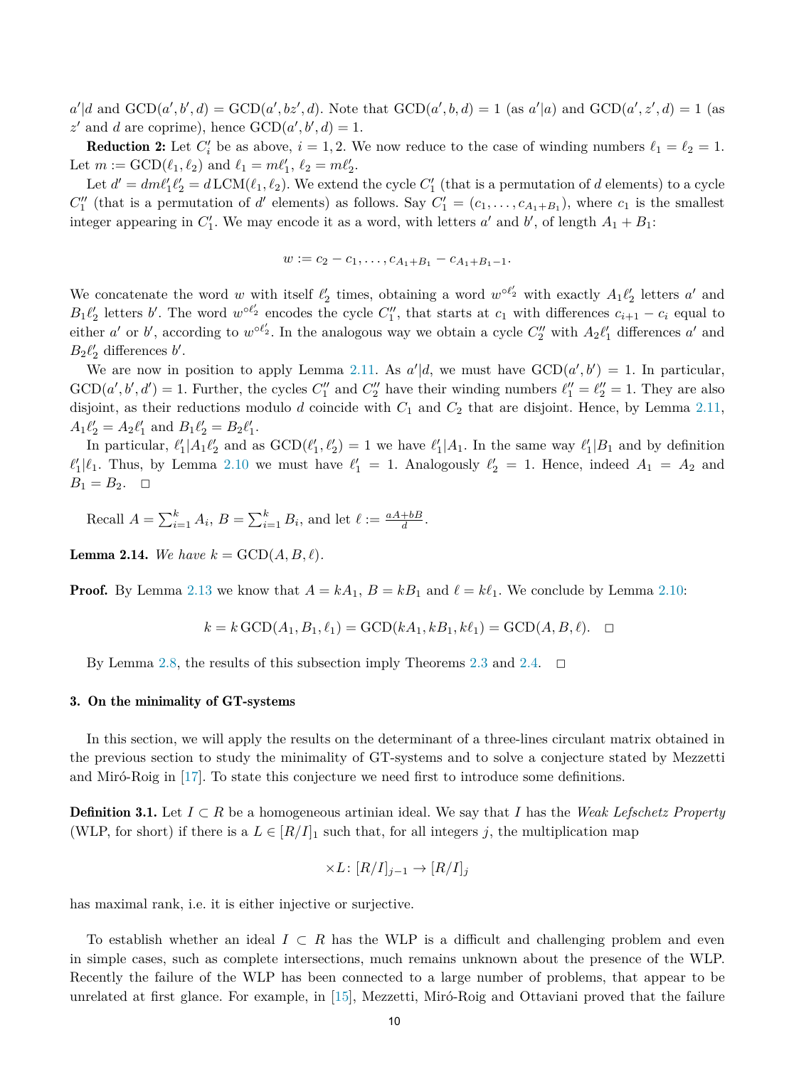$a'|d$ and $\mathrm{GCD}(a', b', d) = \mathrm{GCD}(a', bz', d)$. Note that $\mathrm{GCD}(a', b, d) = 1$ (as $a'|a$) and $\mathrm{GCD}(a', z', d) = 1$ (as $z'$ and $d$ are coprime), hence $\mathrm{GCD}(a', b', d) = 1$.

**Reduction 2:** Let $C_i'$ be as above, $i = 1, 2$. We now reduce to the case of winding numbers $\ell_1 = \ell_2 = 1$. Let $m := \mathrm{GCD}(\ell_1, \ell_2)$ and $\ell_1 = m\ell_1'$, $\ell_2 = m\ell_2'$.

Let $d' = dm\ell_1'\ell_2' = d\,\mathrm{LCM}(\ell_1, \ell_2)$. We extend the cycle $C_1'$ (that is a permutation of $d$ elements) to a cycle $C_1''$ (that is a permutation of $d'$ elements) as follows. Say $C_1' = (c_1, \ldots, c_{A_1+B_1})$, where $c_1$ is the smallest integer appearing in $C_1'$. We may encode it as a word, with letters $a'$ and $b'$, of length $A_1 + B_1$:

$$w := c_2 - c_1, \ldots, c_{A_1+B_1} - c_{A_1+B_1-1}.$$

We concatenate the word $w$ with itself $\ell_2'$ times, obtaining a word $w^{\circ \ell_2'}$ with exactly $A_1\ell_2'$ letters $a'$ and $B_1\ell_2'$ letters $b'$. The word $w^{\circ \ell_2'}$ encodes the cycle $C_1''$, that starts at $c_1$ with differences $c_{i+1} - c_i$ equal to either $a'$ or $b'$, according to $w^{\circ \ell_2'}$. In the analogous way we obtain a cycle $C_2''$ with $A_2\ell_1'$ differences $a'$ and $B_2\ell_2'$ differences $b'$.

We are now in position to apply Lemma 2.11. As $a'|d$, we must have $\mathrm{GCD}(a', b') = 1$. In particular, $\mathrm{GCD}(a', b', d') = 1$. Further, the cycles $C_1''$ and $C_2''$ have their winding numbers $\ell_1'' = \ell_2'' = 1$. They are also disjoint, as their reductions modulo $d$ coincide with $C_1$ and $C_2$ that are disjoint. Hence, by Lemma 2.11, $A_1\ell_2' = A_2\ell_1'$ and $B_1\ell_2' = B_2\ell_1'$.

In particular, $\ell_1'|A_1\ell_2'$ and as $\mathrm{GCD}(\ell_1', \ell_2') = 1$ we have $\ell_1'|A_1$. In the same way $\ell_1'|B_1$ and by definition $\ell_1'|\ell_1$. Thus, by Lemma 2.10 we must have $\ell_1' = 1$. Analogously $\ell_2' = 1$. Hence, indeed $A_1 = A_2$ and $B_1 = B_2$. $\square$

Recall $A = \sum_{i=1}^{k} A_i$, $B = \sum_{i=1}^{k} B_i$, and let $\ell := \frac{aA+bB}{d}$.

**Lemma 2.14.** *We have $k = \mathrm{GCD}(A, B, \ell)$.*

**Proof.** By Lemma 2.13 we know that $A = kA_1$, $B = kB_1$ and $\ell = k\ell_1$. We conclude by Lemma 2.10:

$$k = k\,\mathrm{GCD}(A_1, B_1, \ell_1) = \mathrm{GCD}(kA_1, kB_1, k\ell_1) = \mathrm{GCD}(A, B, \ell). \quad \square$$

By Lemma 2.8, the results of this subsection imply Theorems 2.3 and 2.4. $\square$

## 3. On the minimality of GT-systems

In this section, we will apply the results on the determinant of a three-lines circulant matrix obtained in the previous section to study the minimality of GT-systems and to solve a conjecture stated by Mezzetti and Miró-Roig in [17]. To state this conjecture we need first to introduce some definitions.

**Definition 3.1.** Let $I \subset R$ be a homogeneous artinian ideal. We say that $I$ has the *Weak Lefschetz Property* (WLP, for short) if there is a $L \in [R/I]_1$ such that, for all integers $j$, the multiplication map

$$\times L \colon [R/I]_{j-1} \to [R/I]_j$$

has maximal rank, i.e. it is either injective or surjective.

To establish whether an ideal $I \subset R$ has the WLP is a difficult and challenging problem and even in simple cases, such as complete intersections, much remains unknown about the presence of the WLP. Recently the failure of the WLP has been connected to a large number of problems, that appear to be unrelated at first glance. For example, in [15], Mezzetti, Miró-Roig and Ottaviani proved that the failure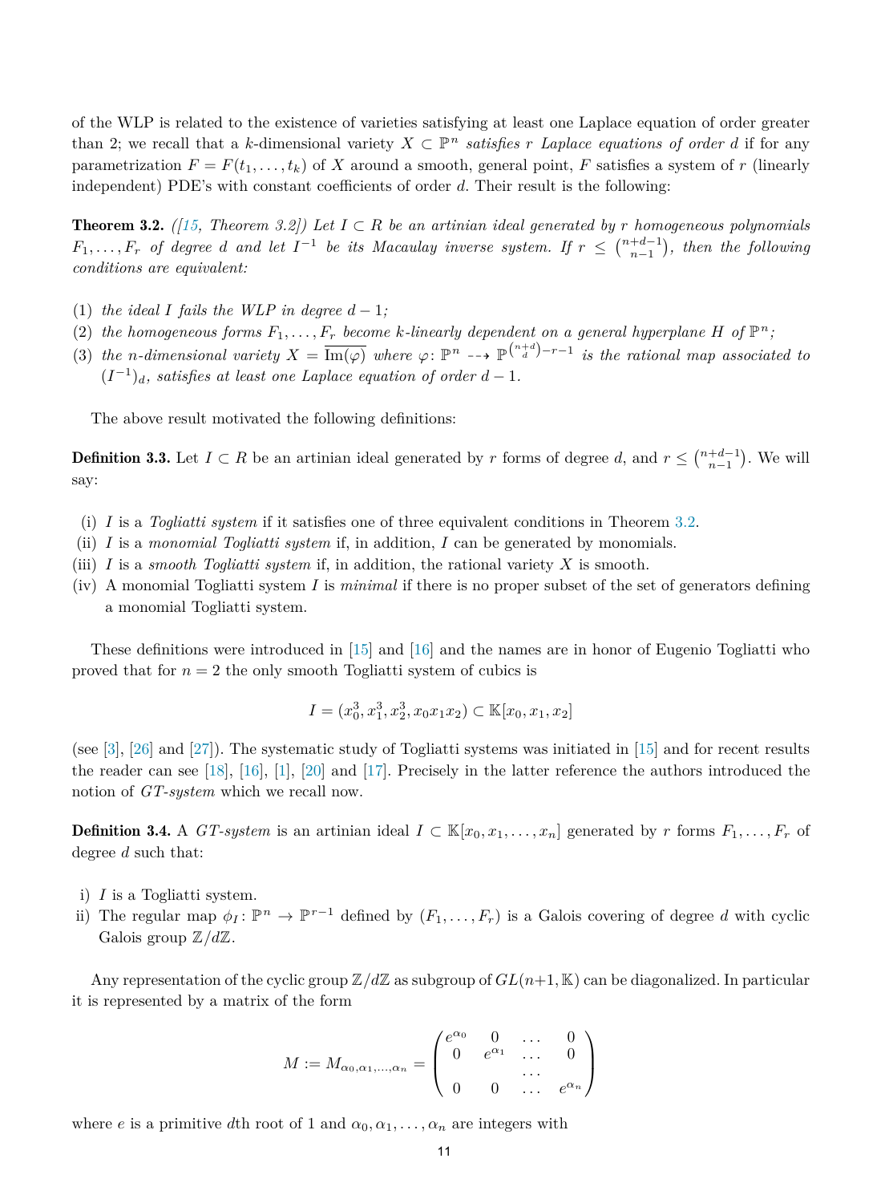of the WLP is related to the existence of varieties satisfying at least one Laplace equation of order greater than 2; we recall that a $k$-dimensional variety $X \subset \mathbb{P}^n$ *satisfies* $r$ *Laplace equations of order* $d$ if for any parametrization $F = F(t_1, \ldots, t_k)$ of $X$ around a smooth, general point, $F$ satisfies a system of $r$ (linearly independent) PDE's with constant coefficients of order $d$. Their result is the following:

**Theorem 3.2.** *([15, Theorem 3.2]) Let $I \subset R$ be an artinian ideal generated by $r$ homogeneous polynomials $F_1, \ldots, F_r$ of degree $d$ and let $I^{-1}$ be its Macaulay inverse system. If $r \leq \binom{n+d-1}{n-1}$, then the following conditions are equivalent:*

1. *the ideal $I$ fails the WLP in degree $d-1$;*
2. *the homogeneous forms $F_1, \ldots, F_r$ become $k$-linearly dependent on a general hyperplane $H$ of $\mathbb{P}^n$;*
3. *the $n$-dimensional variety $X = \overline{\operatorname{Im}(\varphi)}$ where $\varphi \colon \mathbb{P}^n \dashrightarrow \mathbb{P}^{\binom{n+d}{d}-r-1}$ is the rational map associated to $(I^{-1})_d$, satisfies at least one Laplace equation of order $d-1$.*

The above result motivated the following definitions:

**Definition 3.3.** Let $I \subset R$ be an artinian ideal generated by $r$ forms of degree $d$, and $r \leq \binom{n+d-1}{n-1}$. We will say:

- (i) $I$ is a *Togliatti system* if it satisfies one of three equivalent conditions in Theorem 3.2.
- (ii) $I$ is a *monomial Togliatti system* if, in addition, $I$ can be generated by monomials.
- (iii) $I$ is a *smooth Togliatti system* if, in addition, the rational variety $X$ is smooth.
- (iv) A monomial Togliatti system $I$ is *minimal* if there is no proper subset of the set of generators defining a monomial Togliatti system.

These definitions were introduced in [15] and [16] and the names are in honor of Eugenio Togliatti who proved that for $n = 2$ the only smooth Togliatti system of cubics is

$$I = (x_0^3, x_1^3, x_2^3, x_0x_1x_2) \subset \mathbb{K}[x_0, x_1, x_2]$$

(see [3], [26] and [27]). The systematic study of Togliatti systems was initiated in [15] and for recent results the reader can see [18], [16], [1], [20] and [17]. Precisely in the latter reference the authors introduced the notion of *GT-system* which we recall now.

**Definition 3.4.** A *GT-system* is an artinian ideal $I \subset \mathbb{K}[x_0, x_1, \ldots, x_n]$ generated by $r$ forms $F_1, \ldots, F_r$ of degree $d$ such that:

- i) $I$ is a Togliatti system.
- ii) The regular map $\phi_I \colon \mathbb{P}^n \to \mathbb{P}^{r-1}$ defined by $(F_1, \ldots, F_r)$ is a Galois covering of degree $d$ with cyclic Galois group $\mathbb{Z}/d\mathbb{Z}$.

Any representation of the cyclic group $\mathbb{Z}/d\mathbb{Z}$ as subgroup of $GL(n+1, \mathbb{K})$ can be diagonalized. In particular it is represented by a matrix of the form

$$M := M_{\alpha_0, \alpha_1, \ldots, \alpha_n} = \begin{pmatrix} e^{\alpha_0} & 0 & \ldots & 0 \\ 0 & e^{\alpha_1} & \ldots & 0 \\ & & \ldots & \\ 0 & 0 & \ldots & e^{\alpha_n} \end{pmatrix}$$

where $e$ is a primitive $d$th root of 1 and $\alpha_0, \alpha_1, \ldots, \alpha_n$ are integers with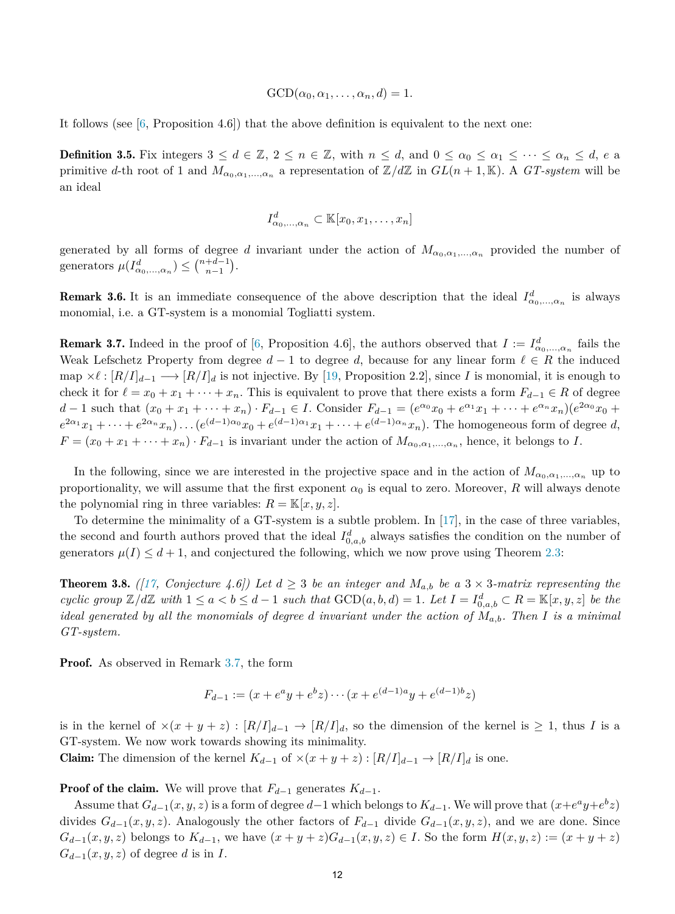$$\mathrm{GCD}(\alpha_0, \alpha_1, \ldots, \alpha_n, d) = 1.$$

It follows (see [6, Proposition 4.6]) that the above definition is equivalent to the next one:

**Definition 3.5.** Fix integers $3 \le d \in \mathbb{Z}$, $2 \le n \in \mathbb{Z}$, with $n \le d$, and $0 \le \alpha_0 \le \alpha_1 \le \cdots \le \alpha_n \le d$, $e$ a primitive $d$-th root of 1 and $M_{\alpha_0,\alpha_1,\ldots,\alpha_n}$ a representation of $\mathbb{Z}/d\mathbb{Z}$ in $GL(n+1, \mathbb{K})$. A *GT-system* will be an ideal

$$I^d_{\alpha_0,\ldots,\alpha_n} \subset \mathbb{K}[x_0, x_1, \ldots, x_n]$$

generated by all forms of degree $d$ invariant under the action of $M_{\alpha_0,\alpha_1,\ldots,\alpha_n}$ provided the number of generators $\mu(I^d_{\alpha_0,\ldots,\alpha_n}) \le \binom{n+d-1}{n-1}$.

**Remark 3.6.** It is an immediate consequence of the above description that the ideal $I^d_{\alpha_0,\ldots,\alpha_n}$ is always monomial, i.e. a GT-system is a monomial Togliatti system.

**Remark 3.7.** Indeed in the proof of [6, Proposition 4.6], the authors observed that $I := I^d_{\alpha_0,\ldots,\alpha_n}$ fails the Weak Lefschetz Property from degree $d-1$ to degree $d$, because for any linear form $\ell \in R$ the induced map $\times \ell : [R/I]_{d-1} \longrightarrow [R/I]_d$ is not injective. By [19, Proposition 2.2], since $I$ is monomial, it is enough to check it for $\ell = x_0 + x_1 + \cdots + x_n$. This is equivalent to prove that there exists a form $F_{d-1} \in R$ of degree $d-1$ such that $(x_0 + x_1 + \cdots + x_n) \cdot F_{d-1} \in I$. Consider $F_{d-1} = (e^{\alpha_0}x_0 + e^{\alpha_1}x_1 + \cdots + e^{\alpha_n}x_n)(e^{2\alpha_0}x_0 + e^{2\alpha_1}x_1 + \cdots + e^{2\alpha_n}x_n) \ldots (e^{(d-1)\alpha_0}x_0 + e^{(d-1)\alpha_1}x_1 + \cdots + e^{(d-1)\alpha_n}x_n)$. The homogeneous form of degree $d$, $F = (x_0 + x_1 + \cdots + x_n) \cdot F_{d-1}$ is invariant under the action of $M_{\alpha_0,\alpha_1,\ldots,\alpha_n}$, hence, it belongs to $I$.

In the following, since we are interested in the projective space and in the action of $M_{\alpha_0,\alpha_1,\ldots,\alpha_n}$ up to proportionality, we will assume that the first exponent $\alpha_0$ is equal to zero. Moreover, $R$ will always denote the polynomial ring in three variables: $R = \mathbb{K}[x, y, z]$.

To determine the minimality of a GT-system is a subtle problem. In [17], in the case of three variables, the second and fourth authors proved that the ideal $I^d_{0,a,b}$ always satisfies the condition on the number of generators $\mu(I) \le d+1$, and conjectured the following, which we now prove using Theorem 2.3:

**Theorem 3.8.** *([17, Conjecture 4.6]) Let $d \ge 3$ be an integer and $M_{a,b}$ be a $3 \times 3$-matrix representing the cyclic group $\mathbb{Z}/d\mathbb{Z}$ with $1 \le a < b \le d-1$ such that $\mathrm{GCD}(a, b, d) = 1$. Let $I = I^d_{0,a,b} \subset R = \mathbb{K}[x, y, z]$ be the ideal generated by all the monomials of degree $d$ invariant under the action of $M_{a,b}$. Then $I$ is a minimal GT-system.*

**Proof.** As observed in Remark 3.7, the form

$$F_{d-1} := (x + e^a y + e^b z) \cdots (x + e^{(d-1)a} y + e^{(d-1)b} z)$$

is in the kernel of $\times(x+y+z) : [R/I]_{d-1} \to [R/I]_d$, so the dimension of the kernel is $\ge 1$, thus $I$ is a GT-system. We now work towards showing its minimality.

**Claim:** The dimension of the kernel $K_{d-1}$ of $\times(x+y+z) : [R/I]_{d-1} \to [R/I]_d$ is one.

**Proof of the claim.** We will prove that $F_{d-1}$ generates $K_{d-1}$.

Assume that $G_{d-1}(x, y, z)$ is a form of degree $d-1$ which belongs to $K_{d-1}$. We will prove that $(x + e^a y + e^b z)$ divides $G_{d-1}(x, y, z)$. Analogously the other factors of $F_{d-1}$ divide $G_{d-1}(x, y, z)$, and we are done. Since $G_{d-1}(x, y, z)$ belongs to $K_{d-1}$, we have $(x + y + z)G_{d-1}(x, y, z) \in I$. So the form $H(x, y, z) := (x + y + z)$ $G_{d-1}(x, y, z)$ of degree $d$ is in $I$.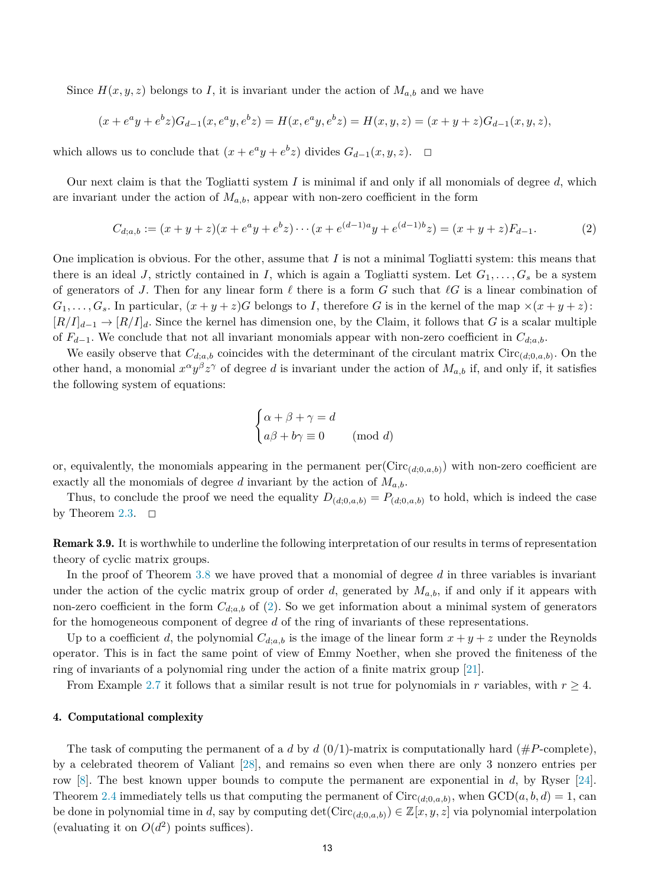Since $H(x, y, z)$ belongs to $I$, it is invariant under the action of $M_{a,b}$ and we have

$$(x + e^a y + e^b z)G_{d-1}(x, e^a y, e^b z) = H(x, e^a y, e^b z) = H(x, y, z) = (x + y + z)G_{d-1}(x, y, z),$$

which allows us to conclude that $(x + e^a y + e^b z)$ divides $G_{d-1}(x, y, z)$. $\square$

Our next claim is that the Togliatti system $I$ is minimal if and only if all monomials of degree $d$, which are invariant under the action of $M_{a,b}$, appear with non-zero coefficient in the form

$$C_{d;a,b} := (x + y + z)(x + e^a y + e^b z) \cdots (x + e^{(d-1)a} y + e^{(d-1)b} z) = (x + y + z)F_{d-1}. \tag{2}$$

One implication is obvious. For the other, assume that $I$ is not a minimal Togliatti system: this means that there is an ideal $J$, strictly contained in $I$, which is again a Togliatti system. Let $G_1, \dots, G_s$ be a system of generators of $J$. Then for any linear form $\ell$ there is a form $G$ such that $\ell G$ is a linear combination of $G_1, \dots, G_s$. In particular, $(x + y + z)G$ belongs to $I$, therefore $G$ is in the kernel of the map $\times(x + y + z)$: $[R/I]_{d-1} \to [R/I]_d$. Since the kernel has dimension one, by the Claim, it follows that $G$ is a scalar multiple of $F_{d-1}$. We conclude that not all invariant monomials appear with non-zero coefficient in $C_{d;a,b}$.

We easily observe that $C_{d;a,b}$ coincides with the determinant of the circulant matrix $\mathrm{Circ}_{(d;0,a,b)}$. On the other hand, a monomial $x^\alpha y^\beta z^\gamma$ of degree $d$ is invariant under the action of $M_{a,b}$ if, and only if, it satisfies the following system of equations:

$$\begin{cases} \alpha + \beta + \gamma = d \\ a\beta + b\gamma \equiv 0 \qquad \pmod{d} \end{cases}$$

or, equivalently, the monomials appearing in the permanent $\mathrm{per}(\mathrm{Circ}_{(d;0,a,b)})$ with non-zero coefficient are exactly all the monomials of degree $d$ invariant by the action of $M_{a,b}$.

Thus, to conclude the proof we need the equality $D_{(d;0,a,b)} = P_{(d;0,a,b)}$ to hold, which is indeed the case by Theorem 2.3. $\square$

**Remark 3.9.** It is worthwhile to underline the following interpretation of our results in terms of representation theory of cyclic matrix groups.

In the proof of Theorem 3.8 we have proved that a monomial of degree $d$ in three variables is invariant under the action of the cyclic matrix group of order $d$, generated by $M_{a,b}$, if and only if it appears with non-zero coefficient in the form $C_{d;a,b}$ of (2). So we get information about a minimal system of generators for the homogeneous component of degree $d$ of the ring of invariants of these representations.

Up to a coefficient $d$, the polynomial $C_{d;a,b}$ is the image of the linear form $x + y + z$ under the Reynolds operator. This is in fact the same point of view of Emmy Noether, when she proved the finiteness of the ring of invariants of a polynomial ring under the action of a finite matrix group [21].

From Example 2.7 it follows that a similar result is not true for polynomials in $r$ variables, with $r \geq 4$.

## 4. Computational complexity

The task of computing the permanent of a $d$ by $d$ (0/1)-matrix is computationally hard (#$P$-complete), by a celebrated theorem of Valiant [28], and remains so even when there are only 3 nonzero entries per row [8]. The best known upper bounds to compute the permanent are exponential in $d$, by Ryser [24]. Theorem 2.4 immediately tells us that computing the permanent of $\mathrm{Circ}_{(d;0,a,b)}$, when $\mathrm{GCD}(a, b, d) = 1$, can be done in polynomial time in $d$, say by computing $\det(\mathrm{Circ}_{(d;0,a,b)}) \in \mathbb{Z}[x, y, z]$ via polynomial interpolation (evaluating it on $O(d^2)$ points suffices).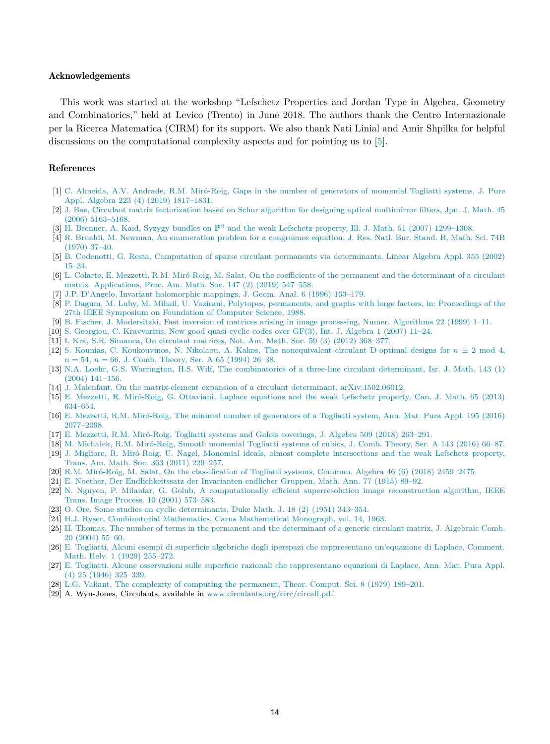## Acknowledgements

This work was started at the workshop "Lefschetz Properties and Jordan Type in Algebra, Geometry and Combinatorics," held at Levico (Trento) in June 2018. The authors thank the Centro Internazionale per la Ricerca Matematica (CIRM) for its support. We also thank Nati Linial and Amir Shpilka for helpful discussions on the computational complexity aspects and for pointing us to [5].

## References

[1] C. Almeida, A.V. Andrade, R.M. Miró-Roig, Gaps in the number of generators of monomial Togliatti systems, J. Pure Appl. Algebra 223 (4) (2019) 1817–1831.

[2] J. Bae, Circulant matrix factorization based on Schur algorithm for designing optical multimirror filters, Jpn. J. Math. 45 (2006) 5163–5168.

[3] H. Brenner, A. Kaid, Syzygy bundles on $\mathbb{P}^2$ and the weak Lefschetz property, Ill. J. Math. 51 (2007) 1299–1308.

[4] R. Brualdi, M. Newman, An enumeration problem for a congruence equation, J. Res. Natl. Bur. Stand. B, Math. Sci. 74B (1970) 37–40.

[5] B. Codenotti, G. Resta, Computation of sparse circulant permanents via determinants, Linear Algebra Appl. 355 (2002) 15–34.

[6] L. Colarte, E. Mezzetti, R.M. Miró-Roig, M. Salat, On the coefficients of the permanent and the determinant of a circulant matrix. Applications, Proc. Am. Math. Soc. 147 (2) (2019) 547–558.

[7] J.P. D'Angelo, Invariant holomorphic mappings, J. Geom. Anal. 6 (1996) 163–179.

[8] P. Dagum, M. Luby, M. Mihail, U. Vazirani, Polytopes, permanents, and graphs with large factors, in: Proceedings of the 27th IEEE Symposium on Foundation of Computer Science, 1988.

[9] B. Fischer, J. Modersitzki, Fast inversion of matrices arising in image processing, Numer. Algorithms 22 (1999) 1–11.

[10] S. Georgiou, C. Kravvaritis, New good quasi-cyclic codes over GF(3), Int. J. Algebra 1 (2007) 11–24.

[11] I. Kra, S.R. Simanca, On circulant matrices, Not. Am. Math. Soc. 59 (3) (2012) 368–377.

[12] S. Kounias, C. Koukouvinos, N. Nikolaou, A. Kakos, The nonequivalent circulant D-optimal designs for $n \equiv 2 \bmod 4$, $n = 54$, $n = 66$, J. Comb. Theory, Ser. A 65 (1994) 26–38.

[13] N.A. Loehr, G.S. Warrington, H.S. Wilf, The combinatorics of a three-line circulant determinant, Isr. J. Math. 143 (1) (2004) 141–156.

[14] J. Malenfant, On the matrix-element expansion of a circulant determinant, arXiv:1502.06012.

[15] E. Mezzetti, R. Miró-Roig, G. Ottaviani, Laplace equations and the weak Lefschetz property, Can. J. Math. 65 (2013) 634–654.

[16] E. Mezzetti, R.M. Miró-Roig, The minimal number of generators of a Togliatti system, Ann. Mat. Pura Appl. 195 (2016) 2077–2098.

[17] E. Mezzetti, R.M. Miró-Roig, Togliatti systems and Galois coverings, J. Algebra 509 (2018) 263–291.

[18] M. Michałek, R.M. Miró-Roig, Smooth monomial Togliatti systems of cubics, J. Comb. Theory, Ser. A 143 (2016) 66–87.

[19] J. Migliore, R. Miró-Roig, U. Nagel, Monomial ideals, almost complete intersections and the weak Lefschetz property, Trans. Am. Math. Soc. 363 (2011) 229–257.

[20] R.M. Miró-Roig, M. Salat, On the classification of Togliatti systems, Commun. Algebra 46 (6) (2018) 2459–2475.

[21] E. Noether, Der Endlichkeitssatz der Invarianten endlicher Gruppen, Math. Ann. 77 (1915) 89–92.

[22] N. Nguyen, P. Milanfar, G. Golub, A computationally efficient superresolution image reconstruction algorithm, IEEE Trans. Image Process. 10 (2001) 573–583.

[23] O. Ore, Some studies on cyclic determinants, Duke Math. J. 18 (2) (1951) 343–354.

[24] H.J. Ryser, Combinatorial Mathematics, Carus Mathematical Monograph, vol. 14, 1963.

[25] H. Thomas, The number of terms in the permanent and the determinant of a generic circulant matrix, J. Algebraic Comb. 20 (2004) 55–60.

[26] E. Togliatti, Alcuni esempî di superficie algebriche degli iperspazî che rappresentano un'equazione di Laplace, Comment. Math. Helv. 1 (1929) 255–272.

[27] E. Togliatti, Alcune osservazioni sulle superficie razionali che rappresentano equazioni di Laplace, Ann. Mat. Pura Appl. (4) 25 (1946) 325–339.

[28] L.G. Valiant, The complexity of computing the permanent, Theor. Comput. Sci. 8 (1979) 189–201.

[29] A. Wyn-Jones, Circulants, available in www.circulants.org/circ/circall.pdf.